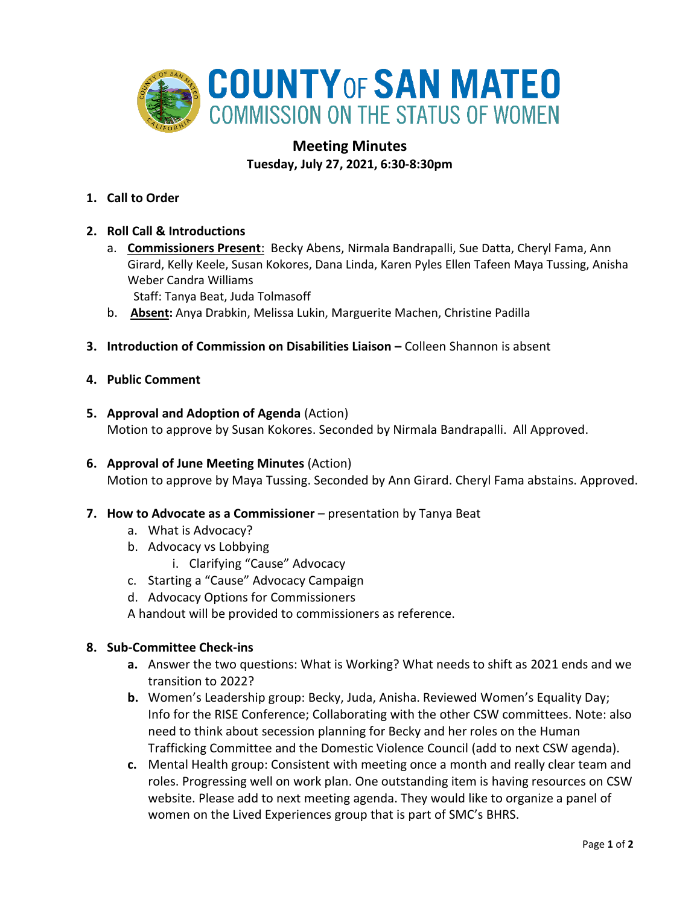# COUNTY OF SAN MATEO
## COMMISSION ON THE STATUS OF WOMEN

## Meeting Minutes
**Tuesday, July 27, 2021, 6:30-8:30pm**

1. **Call to Order**

2. **Roll Call & Introductions**
   a. **Commissioners Present**: Becky Abens, Nirmala Bandrapalli, Sue Datta, Cheryl Fama, Ann Girard, Kelly Keele, Susan Kokores, Dana Linda, Karen Pyles Ellen Tafeen Maya Tussing, Anisha Weber Candra Williams
   Staff: Tanya Beat, Juda Tolmasoff
   b. **Absent:** Anya Drabkin, Melissa Lukin, Marguerite Machen, Christine Padilla

3. **Introduction of Commission on Disabilities Liaison –** Colleen Shannon is absent

4. **Public Comment**

5. **Approval and Adoption of Agenda** (Action)
   Motion to approve by Susan Kokores. Seconded by Nirmala Bandrapalli. All Approved.

6. **Approval of June Meeting Minutes** (Action)
   Motion to approve by Maya Tussing. Seconded by Ann Girard. Cheryl Fama abstains. Approved.

7. **How to Advocate as a Commissioner** – presentation by Tanya Beat
   a. What is Advocacy?
   b. Advocacy vs Lobbying
      i. Clarifying "Cause" Advocacy
   c. Starting a "Cause" Advocacy Campaign
   d. Advocacy Options for Commissioners
   A handout will be provided to commissioners as reference.

8. **Sub-Committee Check-ins**
   **a.** Answer the two questions: What is Working? What needs to shift as 2021 ends and we transition to 2022?
   **b.** Women's Leadership group: Becky, Juda, Anisha. Reviewed Women's Equality Day; Info for the RISE Conference; Collaborating with the other CSW committees. Note: also need to think about secession planning for Becky and her roles on the Human Trafficking Committee and the Domestic Violence Council (add to next CSW agenda).
   **c.** Mental Health group: Consistent with meeting once a month and really clear team and roles. Progressing well on work plan. One outstanding item is having resources on CSW website. Please add to next meeting agenda. They would like to organize a panel of women on the Lived Experiences group that is part of SMC's BHRS.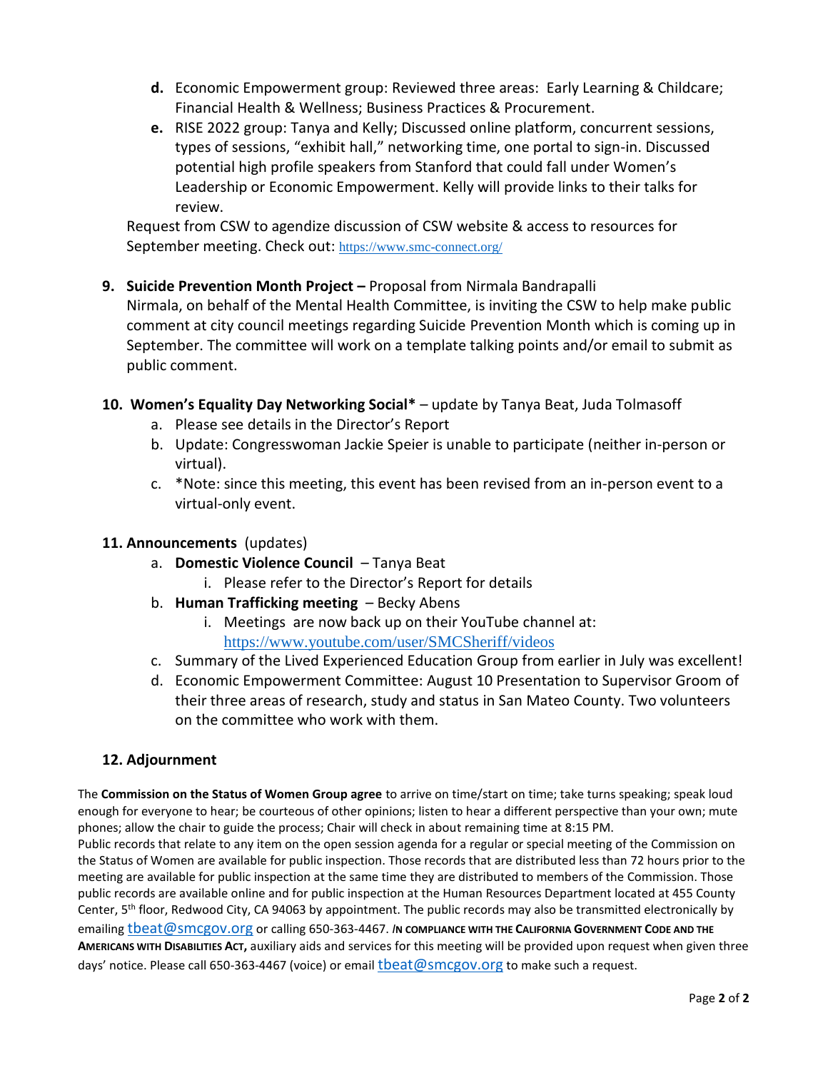d. **Economic Empowerment group**: Reviewed three areas: Early Learning & Childcare; Financial Health & Wellness; Business Practices & Procurement.

e. **RISE 2022 group**: Tanya and Kelly; Discussed online platform, concurrent sessions, types of sessions, "exhibit hall," networking time, one portal to sign-in. Discussed potential high profile speakers from Stanford that could fall under Women's Leadership or Economic Empowerment. Kelly will provide links to their talks for review.

Request from CSW to agendize discussion of CSW website & access to resources for September meeting. Check out: https://www.smc-connect.org/

**9. Suicide Prevention Month Project –** Proposal from Nirmala Bandrapalli

Nirmala, on behalf of the Mental Health Committee, is inviting the CSW to help make public comment at city council meetings regarding Suicide Prevention Month which is coming up in September. The committee will work on a template talking points and/or email to submit as public comment.

**10. Women's Equality Day Networking Social*** – update by Tanya Beat, Juda Tolmasoff

a. Please see details in the Director's Report
b. Update: Congresswoman Jackie Speier is unable to participate (neither in-person or virtual).
c. *Note: since this meeting, this event has been revised from an in-person event to a virtual-only event.

**11. Announcements** (updates)

a. **Domestic Violence Council** – Tanya Beat
   i. Please refer to the Director's Report for details
b. **Human Trafficking meeting** – Becky Abens
   i. Meetings are now back up on their YouTube channel at: https://www.youtube.com/user/SMCSheriff/videos
c. Summary of the Lived Experienced Education Group from earlier in July was excellent!
d. Economic Empowerment Committee: August 10 Presentation to Supervisor Groom of their three areas of research, study and status in San Mateo County. Two volunteers on the committee who work with them.

**12. Adjournment**

The **Commission on the Status of Women Group agree** to arrive on time/start on time; take turns speaking; speak loud enough for everyone to hear; be courteous of other opinions; listen to hear a different perspective than your own; mute phones; allow the chair to guide the process; Chair will check in about remaining time at 8:15 PM.
Public records that relate to any item on the open session agenda for a regular or special meeting of the Commission on the Status of Women are available for public inspection. Those records that are distributed less than 72 hours prior to the meeting are available for public inspection at the same time they are distributed to members of the Commission. Those public records are available online and for public inspection at the Human Resources Department located at 455 County Center, 5th floor, Redwood City, CA 94063 by appointment. The public records may also be transmitted electronically by emailing tbeat@smcgov.org or calling 650-363-4467. ***IN COMPLIANCE WITH THE CALIFORNIA GOVERNMENT CODE AND THE AMERICANS WITH DISABILITIES ACT,*** auxiliary aids and services for this meeting will be provided upon request when given three days' notice. Please call 650-363-4467 (voice) or email tbeat@smcgov.org to make such a request.